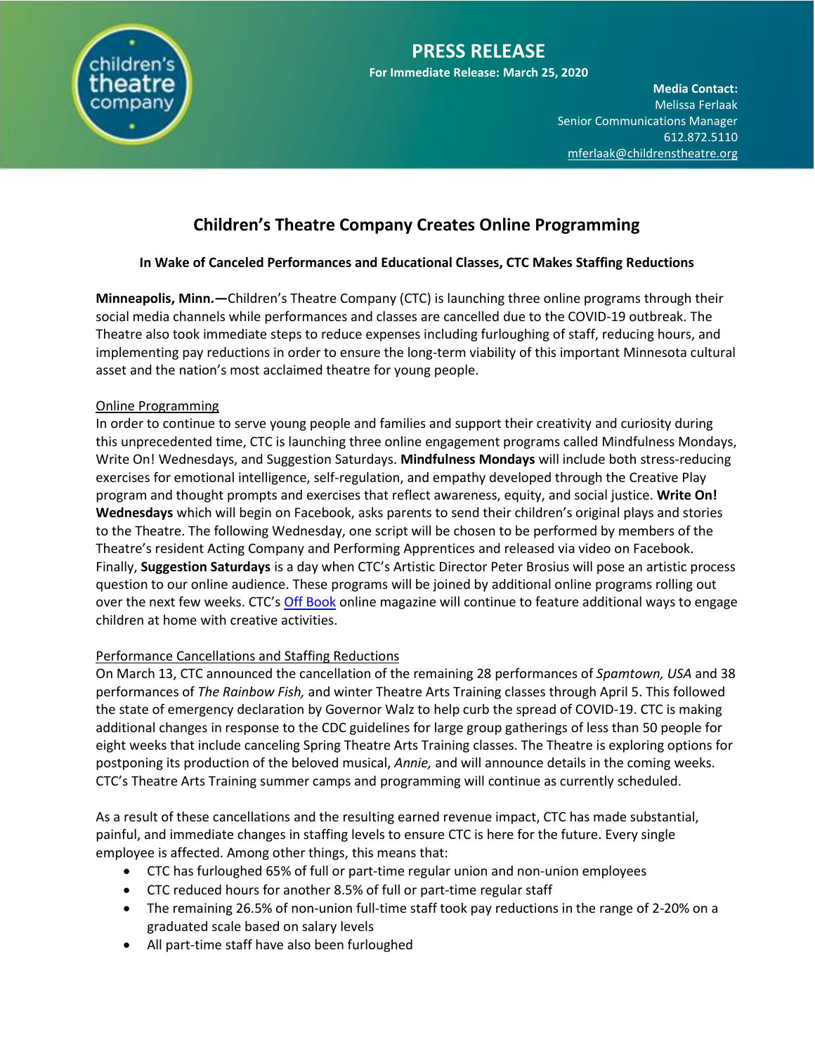# PRESS RELEASE

**For Immediate Release: March 25, 2020**

**Media Contact:**
Melissa Ferlaak
Senior Communications Manager
612.872.5110
mferlaak@childrenstheatre.org

## Children's Theatre Company Creates Online Programming

### In Wake of Canceled Performances and Educational Classes, CTC Makes Staffing Reductions

**Minneapolis, Minn.—**Children's Theatre Company (CTC) is launching three online programs through their social media channels while performances and classes are cancelled due to the COVID-19 outbreak. The Theatre also took immediate steps to reduce expenses including furloughing of staff, reducing hours, and implementing pay reductions in order to ensure the long-term viability of this important Minnesota cultural asset and the nation's most acclaimed theatre for young people.

Online Programming

In order to continue to serve young people and families and support their creativity and curiosity during this unprecedented time, CTC is launching three online engagement programs called Mindfulness Mondays, Write On! Wednesdays, and Suggestion Saturdays. **Mindfulness Mondays** will include both stress-reducing exercises for emotional intelligence, self-regulation, and empathy developed through the Creative Play program and thought prompts and exercises that reflect awareness, equity, and social justice. **Write On! Wednesdays** which will begin on Facebook, asks parents to send their children's original plays and stories to the Theatre. The following Wednesday, one script will be chosen to be performed by members of the Theatre's resident Acting Company and Performing Apprentices and released via video on Facebook. Finally, **Suggestion Saturdays** is a day when CTC's Artistic Director Peter Brosius will pose an artistic process question to our online audience. These programs will be joined by additional online programs rolling out over the next few weeks. CTC's Off Book online magazine will continue to feature additional ways to engage children at home with creative activities.

Performance Cancellations and Staffing Reductions

On March 13, CTC announced the cancellation of the remaining 28 performances of *Spamtown, USA* and 38 performances of *The Rainbow Fish,* and winter Theatre Arts Training classes through April 5. This followed the state of emergency declaration by Governor Walz to help curb the spread of COVID-19. CTC is making additional changes in response to the CDC guidelines for large group gatherings of less than 50 people for eight weeks that include canceling Spring Theatre Arts Training classes. The Theatre is exploring options for postponing its production of the beloved musical, *Annie,* and will announce details in the coming weeks. CTC's Theatre Arts Training summer camps and programming will continue as currently scheduled.

As a result of these cancellations and the resulting earned revenue impact, CTC has made substantial, painful, and immediate changes in staffing levels to ensure CTC is here for the future. Every single employee is affected. Among other things, this means that:

- CTC has furloughed 65% of full or part-time regular union and non-union employees
- CTC reduced hours for another 8.5% of full or part-time regular staff
- The remaining 26.5% of non-union full-time staff took pay reductions in the range of 2-20% on a graduated scale based on salary levels
- All part-time staff have also been furloughed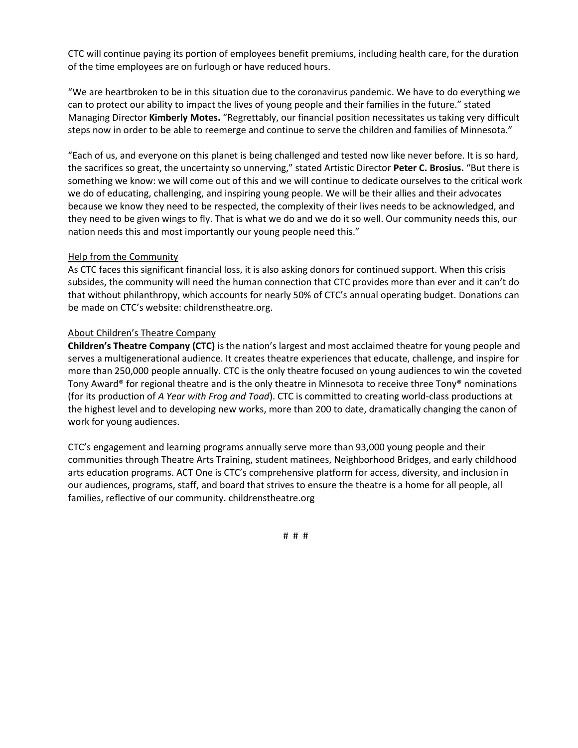CTC will continue paying its portion of employees benefit premiums, including health care, for the duration of the time employees are on furlough or have reduced hours.

"We are heartbroken to be in this situation due to the coronavirus pandemic. We have to do everything we can to protect our ability to impact the lives of young people and their families in the future." stated Managing Director **Kimberly Motes.** "Regrettably, our financial position necessitates us taking very difficult steps now in order to be able to reemerge and continue to serve the children and families of Minnesota."

"Each of us, and everyone on this planet is being challenged and tested now like never before. It is so hard, the sacrifices so great, the uncertainty so unnerving," stated Artistic Director **Peter C. Brosius.** "But there is something we know: we will come out of this and we will continue to dedicate ourselves to the critical work we do of educating, challenging, and inspiring young people. We will be their allies and their advocates because we know they need to be respected, the complexity of their lives needs to be acknowledged, and they need to be given wings to fly. That is what we do and we do it so well. Our community needs this, our nation needs this and most importantly our young people need this."

<u>Help from the Community</u>

As CTC faces this significant financial loss, it is also asking donors for continued support. When this crisis subsides, the community will need the human connection that CTC provides more than ever and it can't do that without philanthropy, which accounts for nearly 50% of CTC's annual operating budget. Donations can be made on CTC's website: childrenstheatre.org.

<u>About Children's Theatre Company</u>

**Children's Theatre Company (CTC)** is the nation's largest and most acclaimed theatre for young people and serves a multigenerational audience. It creates theatre experiences that educate, challenge, and inspire for more than 250,000 people annually. CTC is the only theatre focused on young audiences to win the coveted Tony Award® for regional theatre and is the only theatre in Minnesota to receive three Tony® nominations (for its production of *A Year with Frog and Toad*). CTC is committed to creating world-class productions at the highest level and to developing new works, more than 200 to date, dramatically changing the canon of work for young audiences.

CTC's engagement and learning programs annually serve more than 93,000 young people and their communities through Theatre Arts Training, student matinees, Neighborhood Bridges, and early childhood arts education programs. ACT One is CTC's comprehensive platform for access, diversity, and inclusion in our audiences, programs, staff, and board that strives to ensure the theatre is a home for all people, all families, reflective of our community. childrenstheatre.org

# # #